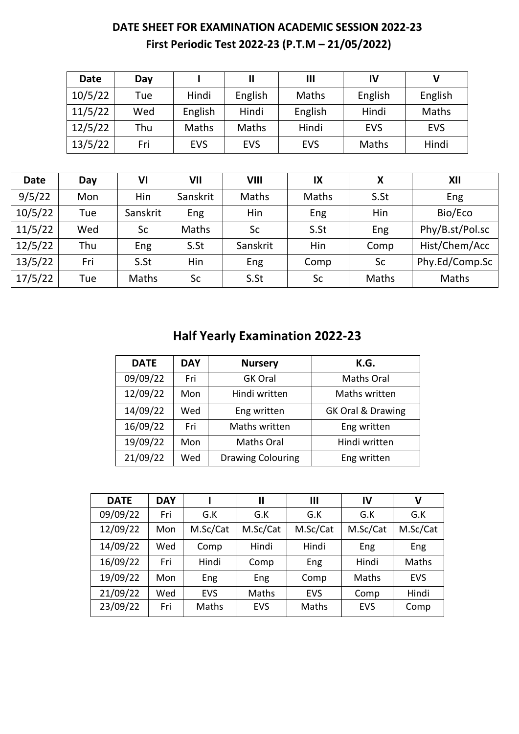# DATE SHEET FOR EXAMINATION ACADEMIC SESSION 2022-23

## First Periodic Test 2022-23 (P.T.M – 21/05/2022)

| Date | Day | I | II | III | IV | V |
|---|---|---|---|---|---|---|
| 10/5/22 | Tue | Hindi | English | Maths | English | English |
| 11/5/22 | Wed | English | Hindi | English | Hindi | Maths |
| 12/5/22 | Thu | Maths | Maths | Hindi | EVS | EVS |
| 13/5/22 | Fri | EVS | EVS | EVS | Maths | Hindi |

| Date | Day | VI | VII | VIII | IX | X | XII |
|---|---|---|---|---|---|---|---|
| 9/5/22 | Mon | Hin | Sanskrit | Maths | Maths | S.St | Eng |
| 10/5/22 | Tue | Sanskrit | Eng | Hin | Eng | Hin | Bio/Eco |
| 11/5/22 | Wed | Sc | Maths | Sc | S.St | Eng | Phy/B.st/Pol.sc |
| 12/5/22 | Thu | Eng | S.St | Sanskrit | Hin | Comp | Hist/Chem/Acc |
| 13/5/22 | Fri | S.St | Hin | Eng | Comp | Sc | Phy.Ed/Comp.Sc |
| 17/5/22 | Tue | Maths | Sc | S.St | Sc | Maths | Maths |

## Half Yearly Examination 2022-23

| DATE | DAY | Nursery | K.G. |
|---|---|---|---|
| 09/09/22 | Fri | GK Oral | Maths Oral |
| 12/09/22 | Mon | Hindi written | Maths written |
| 14/09/22 | Wed | Eng written | GK Oral & Drawing |
| 16/09/22 | Fri | Maths written | Eng written |
| 19/09/22 | Mon | Maths Oral | Hindi written |
| 21/09/22 | Wed | Drawing Colouring | Eng written |

| DATE | DAY | I | II | III | IV | V |
|---|---|---|---|---|---|---|
| 09/09/22 | Fri | G.K | G.K | G.K | G.K | G.K |
| 12/09/22 | Mon | M.Sc/Cat | M.Sc/Cat | M.Sc/Cat | M.Sc/Cat | M.Sc/Cat |
| 14/09/22 | Wed | Comp | Hindi | Hindi | Eng | Eng |
| 16/09/22 | Fri | Hindi | Comp | Eng | Hindi | Maths |
| 19/09/22 | Mon | Eng | Eng | Comp | Maths | EVS |
| 21/09/22 | Wed | EVS | Maths | EVS | Comp | Hindi |
| 23/09/22 | Fri | Maths | EVS | Maths | EVS | Comp |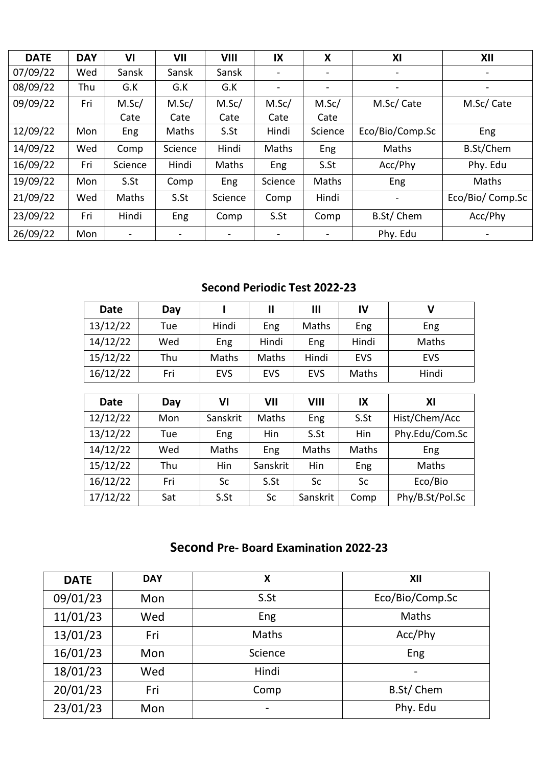| DATE | DAY | VI | VII | VIII | IX | X | XI | XII |
|---|---|---|---|---|---|---|---|---|
| 07/09/22 | Wed | Sansk | Sansk | Sansk | - | - | - | - |
| 08/09/22 | Thu | G.K | G.K | G.K | - | - | - | - |
| 09/09/22 | Fri | M.Sc/ Cate | M.Sc/ Cate | M.Sc/ Cate | M.Sc/ Cate | M.Sc/ Cate | M.Sc/ Cate | M.Sc/ Cate |
| 12/09/22 | Mon | Eng | Maths | S.St | Hindi | Science | Eco/Bio/Comp.Sc | Eng |
| 14/09/22 | Wed | Comp | Science | Hindi | Maths | Eng | Maths | B.St/Chem |
| 16/09/22 | Fri | Science | Hindi | Maths | Eng | S.St | Acc/Phy | Phy. Edu |
| 19/09/22 | Mon | S.St | Comp | Eng | Science | Maths | Eng | Maths |
| 21/09/22 | Wed | Maths | S.St | Science | Comp | Hindi | - | Eco/Bio/ Comp.Sc |
| 23/09/22 | Fri | Hindi | Eng | Comp | S.St | Comp | B.St/ Chem | Acc/Phy |
| 26/09/22 | Mon | - | - | - | - | - | Phy. Edu | - |

## Second Periodic Test 2022-23

| Date | Day | I | II | III | IV | V |
|---|---|---|---|---|---|---|
| 13/12/22 | Tue | Hindi | Eng | Maths | Eng | Eng |
| 14/12/22 | Wed | Eng | Hindi | Eng | Hindi | Maths |
| 15/12/22 | Thu | Maths | Maths | Hindi | EVS | EVS |
| 16/12/22 | Fri | EVS | EVS | EVS | Maths | Hindi |

| Date | Day | VI | VII | VIII | IX | XI |
|---|---|---|---|---|---|---|
| 12/12/22 | Mon | Sanskrit | Maths | Eng | S.St | Hist/Chem/Acc |
| 13/12/22 | Tue | Eng | Hin | S.St | Hin | Phy.Edu/Com.Sc |
| 14/12/22 | Wed | Maths | Eng | Maths | Maths | Eng |
| 15/12/22 | Thu | Hin | Sanskrit | Hin | Eng | Maths |
| 16/12/22 | Fri | Sc | S.St | Sc | Sc | Eco/Bio |
| 17/12/22 | Sat | S.St | Sc | Sanskrit | Comp | Phy/B.St/Pol.Sc |

## Second Pre- Board Examination 2022-23

| DATE | DAY | X | XII |
|---|---|---|---|
| 09/01/23 | Mon | S.St | Eco/Bio/Comp.Sc |
| 11/01/23 | Wed | Eng | Maths |
| 13/01/23 | Fri | Maths | Acc/Phy |
| 16/01/23 | Mon | Science | Eng |
| 18/01/23 | Wed | Hindi | - |
| 20/01/23 | Fri | Comp | B.St/ Chem |
| 23/01/23 | Mon | - | Phy. Edu |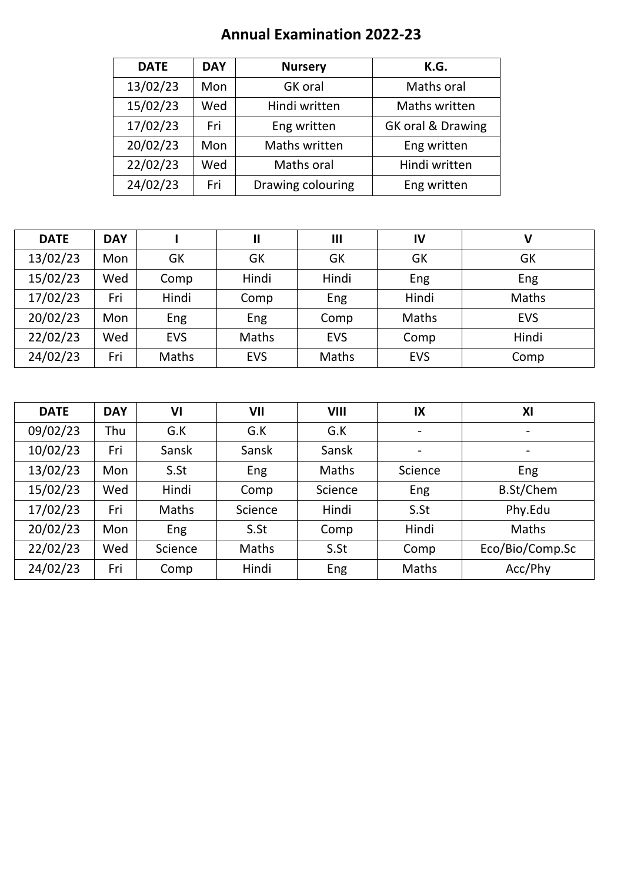# Annual Examination 2022-23

| DATE | DAY | Nursery | K.G. |
|---|---|---|---|
| 13/02/23 | Mon | GK oral | Maths oral |
| 15/02/23 | Wed | Hindi written | Maths written |
| 17/02/23 | Fri | Eng written | GK oral & Drawing |
| 20/02/23 | Mon | Maths written | Eng written |
| 22/02/23 | Wed | Maths oral | Hindi written |
| 24/02/23 | Fri | Drawing colouring | Eng written |

| DATE | DAY | I | II | III | IV | V |
|---|---|---|---|---|---|---|
| 13/02/23 | Mon | GK | GK | GK | GK | GK |
| 15/02/23 | Wed | Comp | Hindi | Hindi | Eng | Eng |
| 17/02/23 | Fri | Hindi | Comp | Eng | Hindi | Maths |
| 20/02/23 | Mon | Eng | Eng | Comp | Maths | EVS |
| 22/02/23 | Wed | EVS | Maths | EVS | Comp | Hindi |
| 24/02/23 | Fri | Maths | EVS | Maths | EVS | Comp |

| DATE | DAY | VI | VII | VIII | IX | XI |
|---|---|---|---|---|---|---|
| 09/02/23 | Thu | G.K | G.K | G.K | - | - |
| 10/02/23 | Fri | Sansk | Sansk | Sansk | - | - |
| 13/02/23 | Mon | S.St | Eng | Maths | Science | Eng |
| 15/02/23 | Wed | Hindi | Comp | Science | Eng | B.St/Chem |
| 17/02/23 | Fri | Maths | Science | Hindi | S.St | Phy.Edu |
| 20/02/23 | Mon | Eng | S.St | Comp | Hindi | Maths |
| 22/02/23 | Wed | Science | Maths | S.St | Comp | Eco/Bio/Comp.Sc |
| 24/02/23 | Fri | Comp | Hindi | Eng | Maths | Acc/Phy |